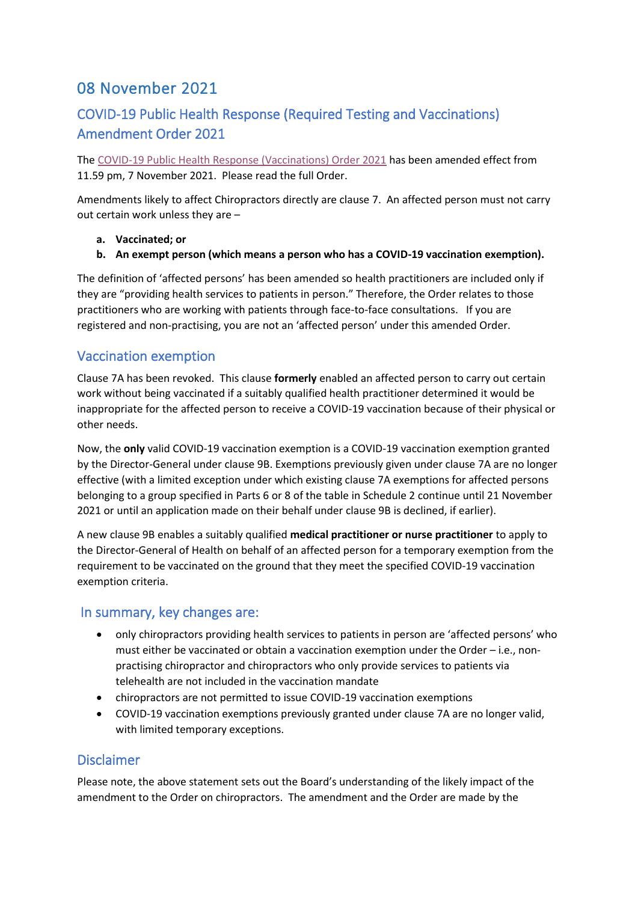# 08 November 2021

## COVID-19 Public Health Response (Required Testing and Vaccinations) Amendment Order 2021

The COVID-19 Public Health Response (Vaccinations) Order 2021 has been amended effect from 11.59 pm, 7 November 2021. Please read the full Order.

Amendments likely to affect Chiropractors directly are clause 7. An affected person must not carry out certain work unless they are –

**a. Vaccinated; or**

**b. An exempt person (which means a person who has a COVID-19 vaccination exemption).**

The definition of 'affected persons' has been amended so health practitioners are included only if they are "providing health services to patients in person." Therefore, the Order relates to those practitioners who are working with patients through face-to-face consultations. If you are registered and non-practising, you are not an 'affected person' under this amended Order.

## Vaccination exemption

Clause 7A has been revoked. This clause **formerly** enabled an affected person to carry out certain work without being vaccinated if a suitably qualified health practitioner determined it would be inappropriate for the affected person to receive a COVID-19 vaccination because of their physical or other needs.

Now, the **only** valid COVID-19 vaccination exemption is a COVID-19 vaccination exemption granted by the Director-General under clause 9B. Exemptions previously given under clause 7A are no longer effective (with a limited exception under which existing clause 7A exemptions for affected persons belonging to a group specified in Parts 6 or 8 of the table in Schedule 2 continue until 21 November 2021 or until an application made on their behalf under clause 9B is declined, if earlier).

A new clause 9B enables a suitably qualified **medical practitioner or nurse practitioner** to apply to the Director-General of Health on behalf of an affected person for a temporary exemption from the requirement to be vaccinated on the ground that they meet the specified COVID-19 vaccination exemption criteria.

## In summary, key changes are:

- only chiropractors providing health services to patients in person are 'affected persons' who must either be vaccinated or obtain a vaccination exemption under the Order – i.e., non-practising chiropractor and chiropractors who only provide services to patients via telehealth are not included in the vaccination mandate
- chiropractors are not permitted to issue COVID-19 vaccination exemptions
- COVID-19 vaccination exemptions previously granted under clause 7A are no longer valid, with limited temporary exceptions.

## Disclaimer

Please note, the above statement sets out the Board's understanding of the likely impact of the amendment to the Order on chiropractors. The amendment and the Order are made by the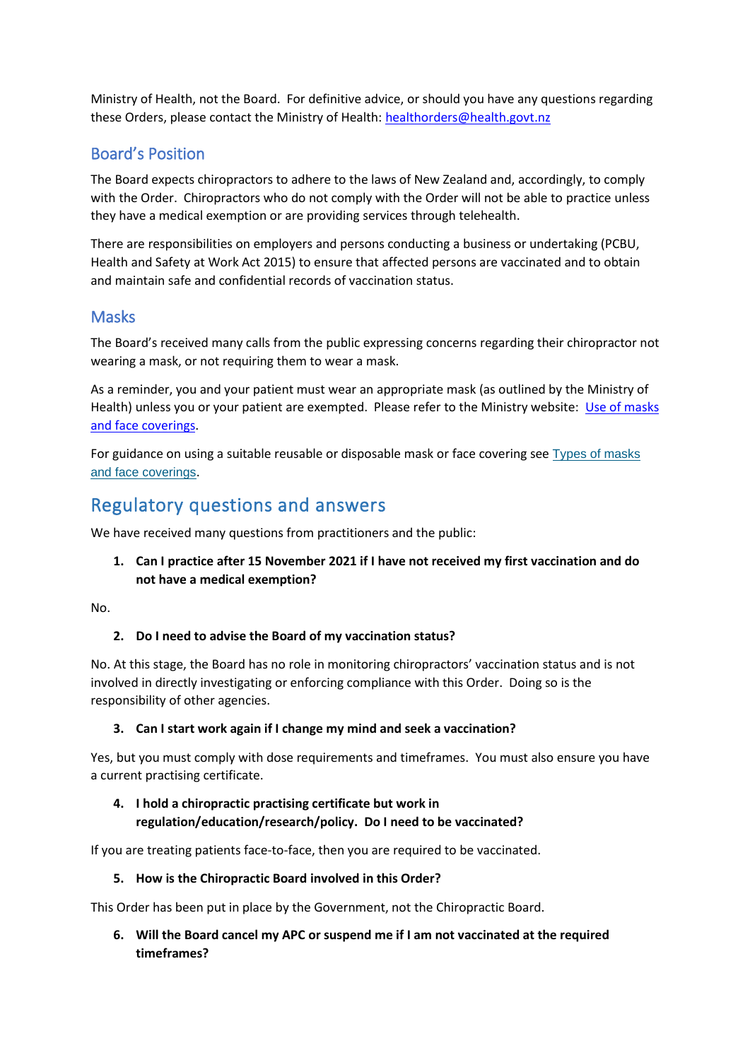Ministry of Health, not the Board. For definitive advice, or should you have any questions regarding these Orders, please contact the Ministry of Health: [healthorders@health.govt.nz](mailto:healthorders@health.govt.nz)

## Board's Position

The Board expects chiropractors to adhere to the laws of New Zealand and, accordingly, to comply with the Order. Chiropractors who do not comply with the Order will not be able to practice unless they have a medical exemption or are providing services through telehealth.

There are responsibilities on employers and persons conducting a business or undertaking (PCBU, Health and Safety at Work Act 2015) to ensure that affected persons are vaccinated and to obtain and maintain safe and confidential records of vaccination status.

## Masks

The Board's received many calls from the public expressing concerns regarding their chiropractor not wearing a mask, or not requiring them to wear a mask.

As a reminder, you and your patient must wear an appropriate mask (as outlined by the Ministry of Health) unless you or your patient are exempted. Please refer to the Ministry website: Use of masks and face coverings.

For guidance on using a suitable reusable or disposable mask or face covering see Types of masks and face coverings.

# Regulatory questions and answers

We have received many questions from practitioners and the public:

1. **Can I practice after 15 November 2021 if I have not received my first vaccination and do not have a medical exemption?**

No.

2. **Do I need to advise the Board of my vaccination status?**

No. At this stage, the Board has no role in monitoring chiropractors' vaccination status and is not involved in directly investigating or enforcing compliance with this Order. Doing so is the responsibility of other agencies.

3. **Can I start work again if I change my mind and seek a vaccination?**

Yes, but you must comply with dose requirements and timeframes. You must also ensure you have a current practising certificate.

4. **I hold a chiropractic practising certificate but work in regulation/education/research/policy. Do I need to be vaccinated?**

If you are treating patients face-to-face, then you are required to be vaccinated.

5. **How is the Chiropractic Board involved in this Order?**

This Order has been put in place by the Government, not the Chiropractic Board.

6. **Will the Board cancel my APC or suspend me if I am not vaccinated at the required timeframes?**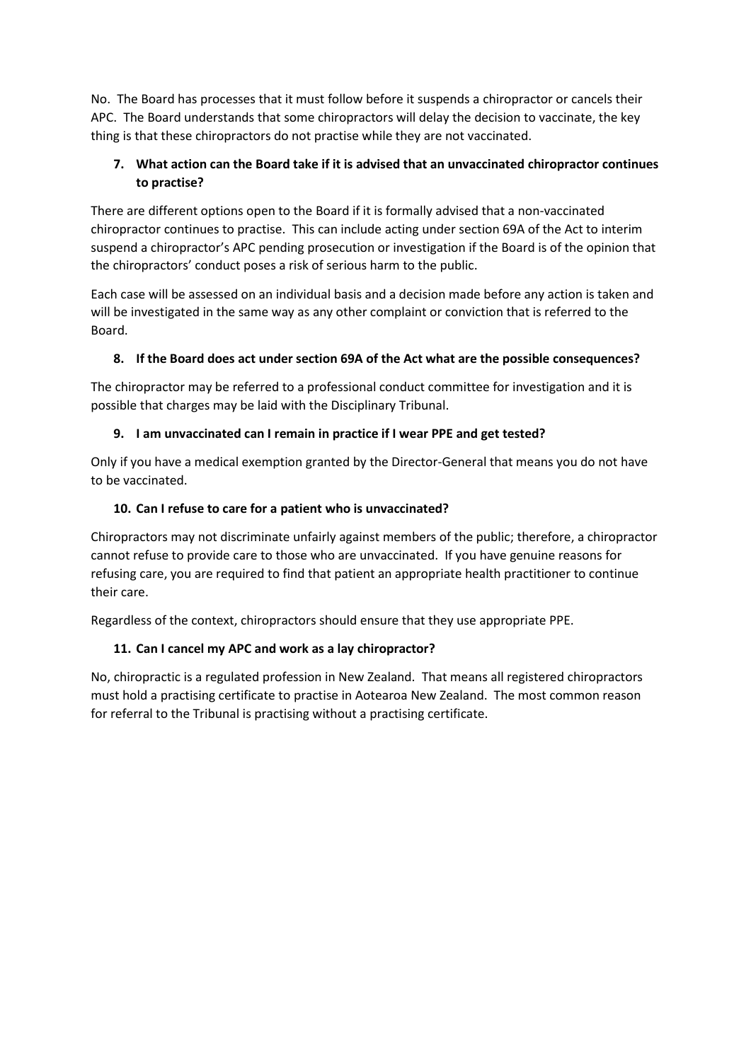No. The Board has processes that it must follow before it suspends a chiropractor or cancels their APC. The Board understands that some chiropractors will delay the decision to vaccinate, the key thing is that these chiropractors do not practise while they are not vaccinated.

7. **What action can the Board take if it is advised that an unvaccinated chiropractor continues to practise?**

There are different options open to the Board if it is formally advised that a non-vaccinated chiropractor continues to practise. This can include acting under section 69A of the Act to interim suspend a chiropractor's APC pending prosecution or investigation if the Board is of the opinion that the chiropractors' conduct poses a risk of serious harm to the public.

Each case will be assessed on an individual basis and a decision made before any action is taken and will be investigated in the same way as any other complaint or conviction that is referred to the Board.

8. **If the Board does act under section 69A of the Act what are the possible consequences?**

The chiropractor may be referred to a professional conduct committee for investigation and it is possible that charges may be laid with the Disciplinary Tribunal.

9. **I am unvaccinated can I remain in practice if I wear PPE and get tested?**

Only if you have a medical exemption granted by the Director-General that means you do not have to be vaccinated.

10. **Can I refuse to care for a patient who is unvaccinated?**

Chiropractors may not discriminate unfairly against members of the public; therefore, a chiropractor cannot refuse to provide care to those who are unvaccinated. If you have genuine reasons for refusing care, you are required to find that patient an appropriate health practitioner to continue their care.

Regardless of the context, chiropractors should ensure that they use appropriate PPE.

11. **Can I cancel my APC and work as a lay chiropractor?**

No, chiropractic is a regulated profession in New Zealand. That means all registered chiropractors must hold a practising certificate to practise in Aotearoa New Zealand. The most common reason for referral to the Tribunal is practising without a practising certificate.